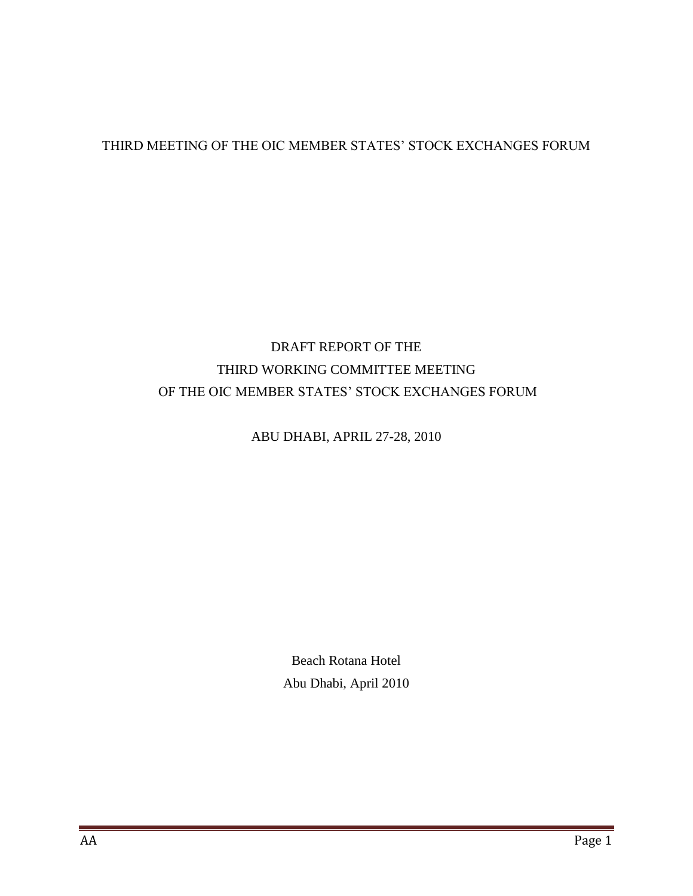THIRD MEETING OF THE OIC MEMBER STATES' STOCK EXCHANGES FORUM

# DRAFT REPORT OF THE THIRD WORKING COMMITTEE MEETING OF THE OIC MEMBER STATES' STOCK EXCHANGES FORUM

ABU DHABI, APRIL 27-28, 2010

Beach Rotana Hotel

Abu Dhabi, April 2010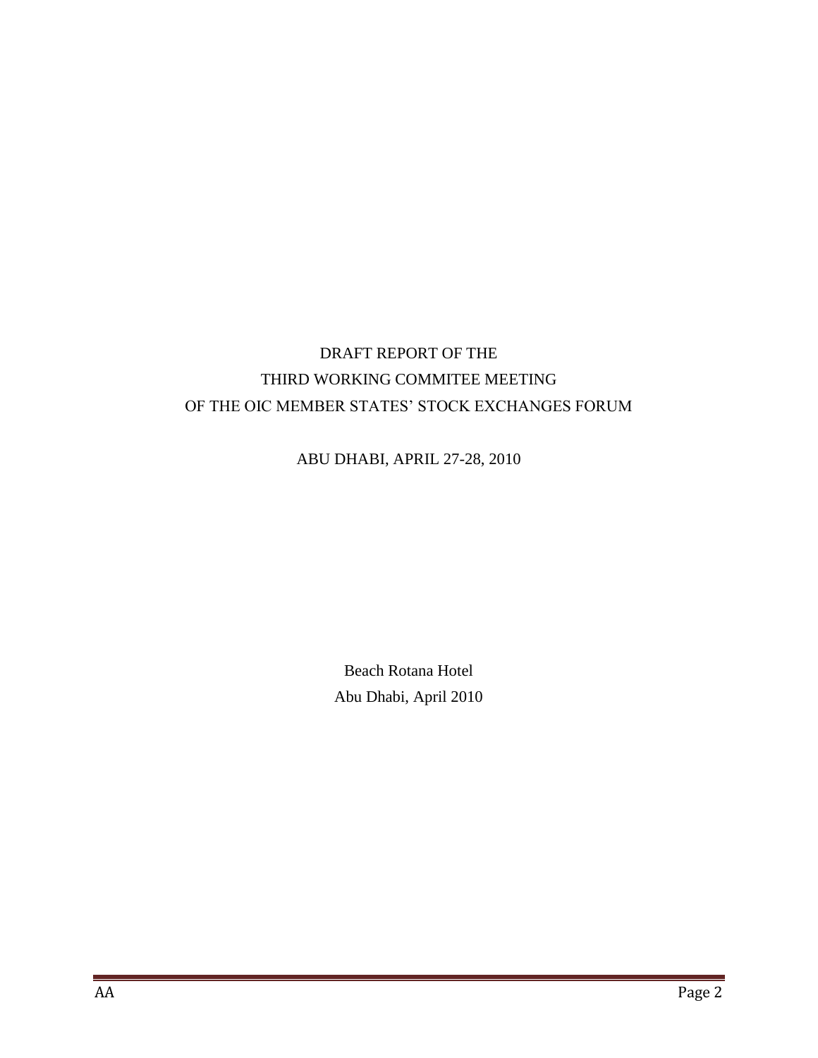# DRAFT REPORT OF THE
# THIRD WORKING COMMITEE MEETING
# OF THE OIC MEMBER STATES' STOCK EXCHANGES FORUM

ABU DHABI, APRIL 27-28, 2010

Beach Rotana Hotel

Abu Dhabi, April 2010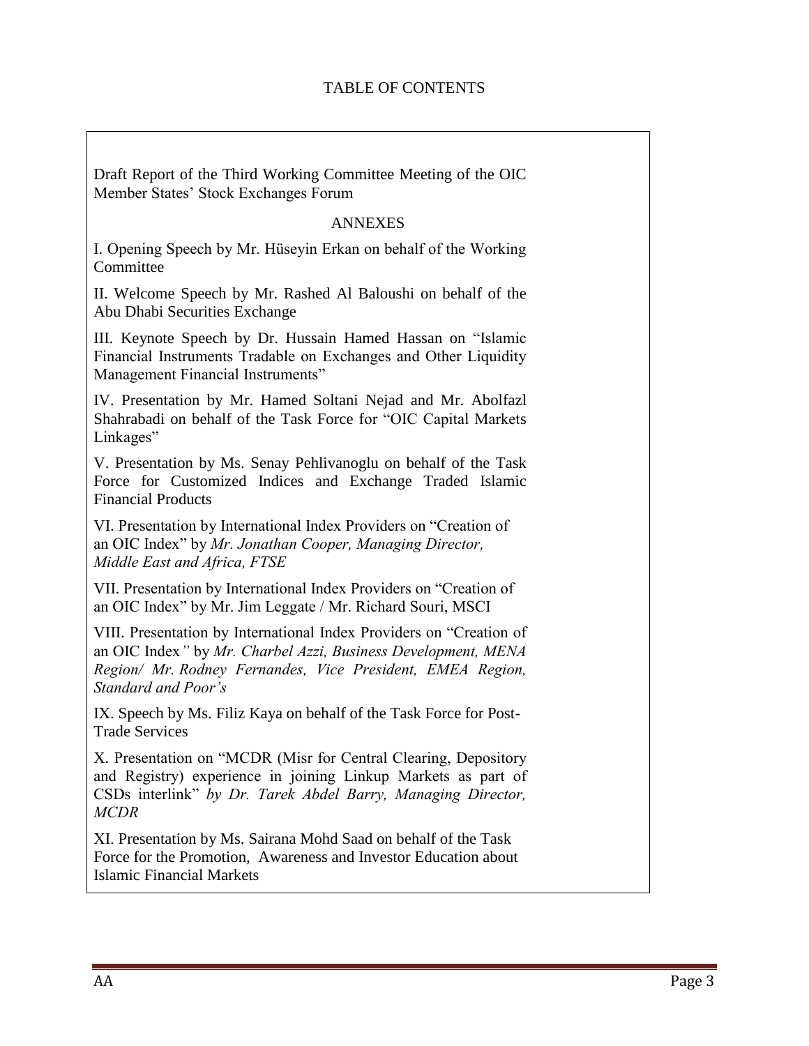# TABLE OF CONTENTS

Draft Report of the Third Working Committee Meeting of the OIC Member States' Stock Exchanges Forum

## ANNEXES

I. Opening Speech by Mr. Hüseyin Erkan on behalf of the Working Committee

II. Welcome Speech by Mr. Rashed Al Baloushi on behalf of the Abu Dhabi Securities Exchange

III. Keynote Speech by Dr. Hussain Hamed Hassan on "Islamic Financial Instruments Tradable on Exchanges and Other Liquidity Management Financial Instruments"

IV. Presentation by Mr. Hamed Soltani Nejad and Mr. Abolfazl Shahrabadi on behalf of the Task Force for "OIC Capital Markets Linkages"

V. Presentation by Ms. Senay Pehlivanoglu on behalf of the Task Force for Customized Indices and Exchange Traded Islamic Financial Products

VI. Presentation by International Index Providers on "Creation of an OIC Index" by *Mr. Jonathan Cooper, Managing Director, Middle East and Africa, FTSE*

VII. Presentation by International Index Providers on "Creation of an OIC Index" by Mr. Jim Leggate / Mr. Richard Souri, MSCI

VIII. Presentation by International Index Providers on "Creation of an OIC Index*"* by *Mr. Charbel Azzi, Business Development, MENA Region/ Mr. Rodney Fernandes, Vice President, EMEA Region, Standard and Poor's*

IX. Speech by Ms. Filiz Kaya on behalf of the Task Force for Post-Trade Services

X. Presentation on "MCDR (Misr for Central Clearing, Depository and Registry) experience in joining Linkup Markets as part of CSDs interlink" *by Dr. Tarek Abdel Barry, Managing Director, MCDR*

XI. Presentation by Ms. Sairana Mohd Saad on behalf of the Task Force for the Promotion, Awareness and Investor Education about Islamic Financial Markets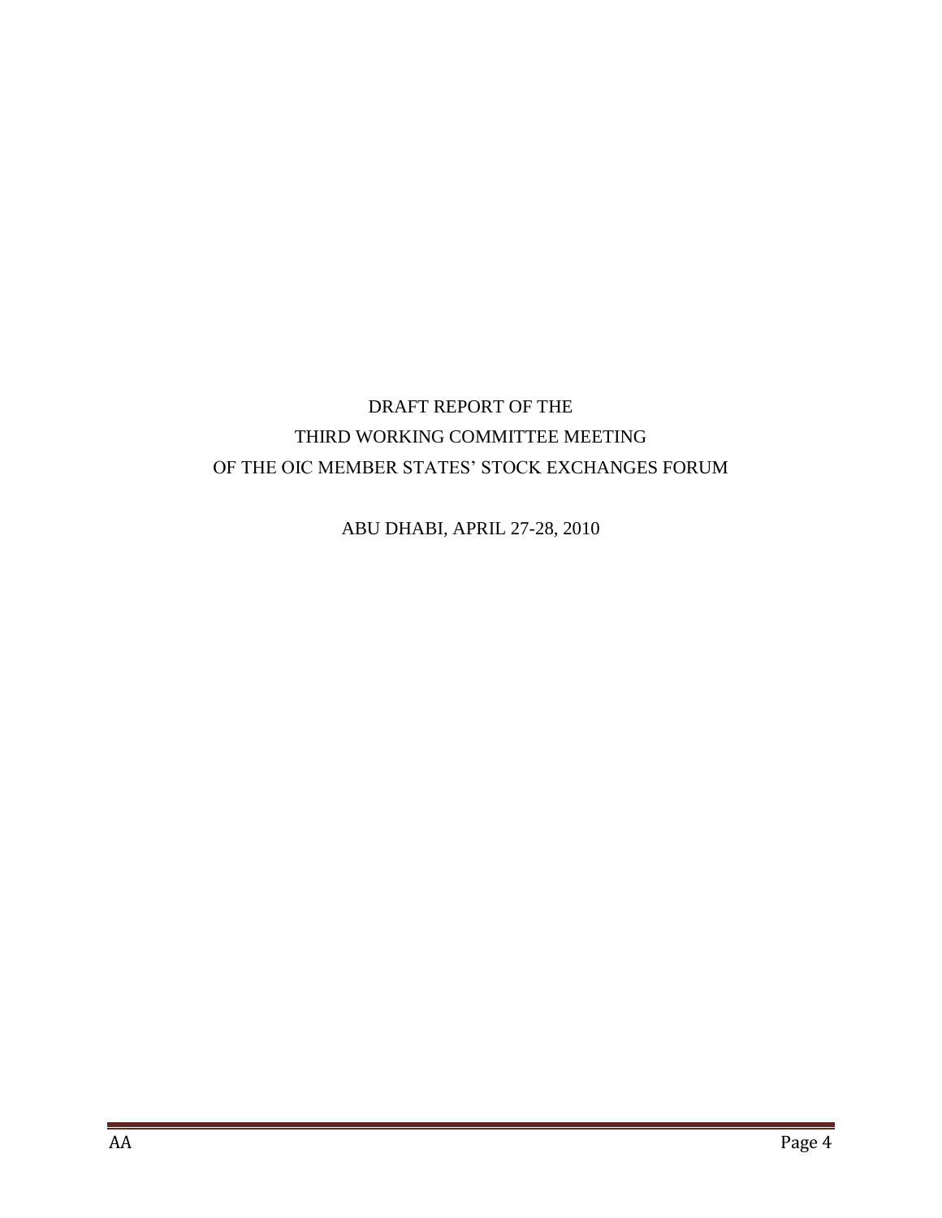# DRAFT REPORT OF THE THIRD WORKING COMMITTEE MEETING OF THE OIC MEMBER STATES' STOCK EXCHANGES FORUM

ABU DHABI, APRIL 27-28, 2010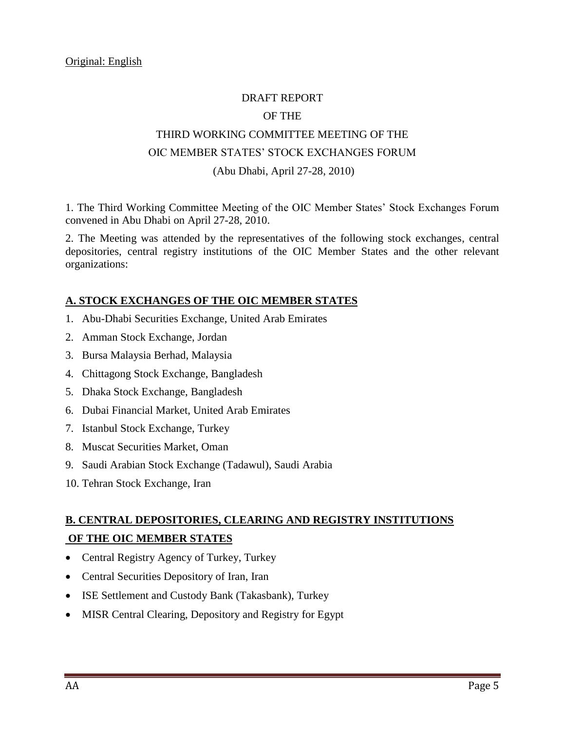Original: English

DRAFT REPORT

OF THE

THIRD WORKING COMMITTEE MEETING OF THE

OIC MEMBER STATES' STOCK EXCHANGES FORUM

(Abu Dhabi, April 27-28, 2010)

1. The Third Working Committee Meeting of the OIC Member States' Stock Exchanges Forum convened in Abu Dhabi on April 27-28, 2010.

2. The Meeting was attended by the representatives of the following stock exchanges, central depositories, central registry institutions of the OIC Member States and the other relevant organizations:

## A. STOCK EXCHANGES OF THE OIC MEMBER STATES

1. Abu-Dhabi Securities Exchange, United Arab Emirates
2. Amman Stock Exchange, Jordan
3. Bursa Malaysia Berhad, Malaysia
4. Chittagong Stock Exchange, Bangladesh
5. Dhaka Stock Exchange, Bangladesh
6. Dubai Financial Market, United Arab Emirates
7. Istanbul Stock Exchange, Turkey
8. Muscat Securities Market, Oman
9. Saudi Arabian Stock Exchange (Tadawul), Saudi Arabia
10. Tehran Stock Exchange, Iran

## B. CENTRAL DEPOSITORIES, CLEARING AND REGISTRY INSTITUTIONS OF THE OIC MEMBER STATES

- Central Registry Agency of Turkey, Turkey
- Central Securities Depository of Iran, Iran
- ISE Settlement and Custody Bank (Takasbank), Turkey
- MISR Central Clearing, Depository and Registry for Egypt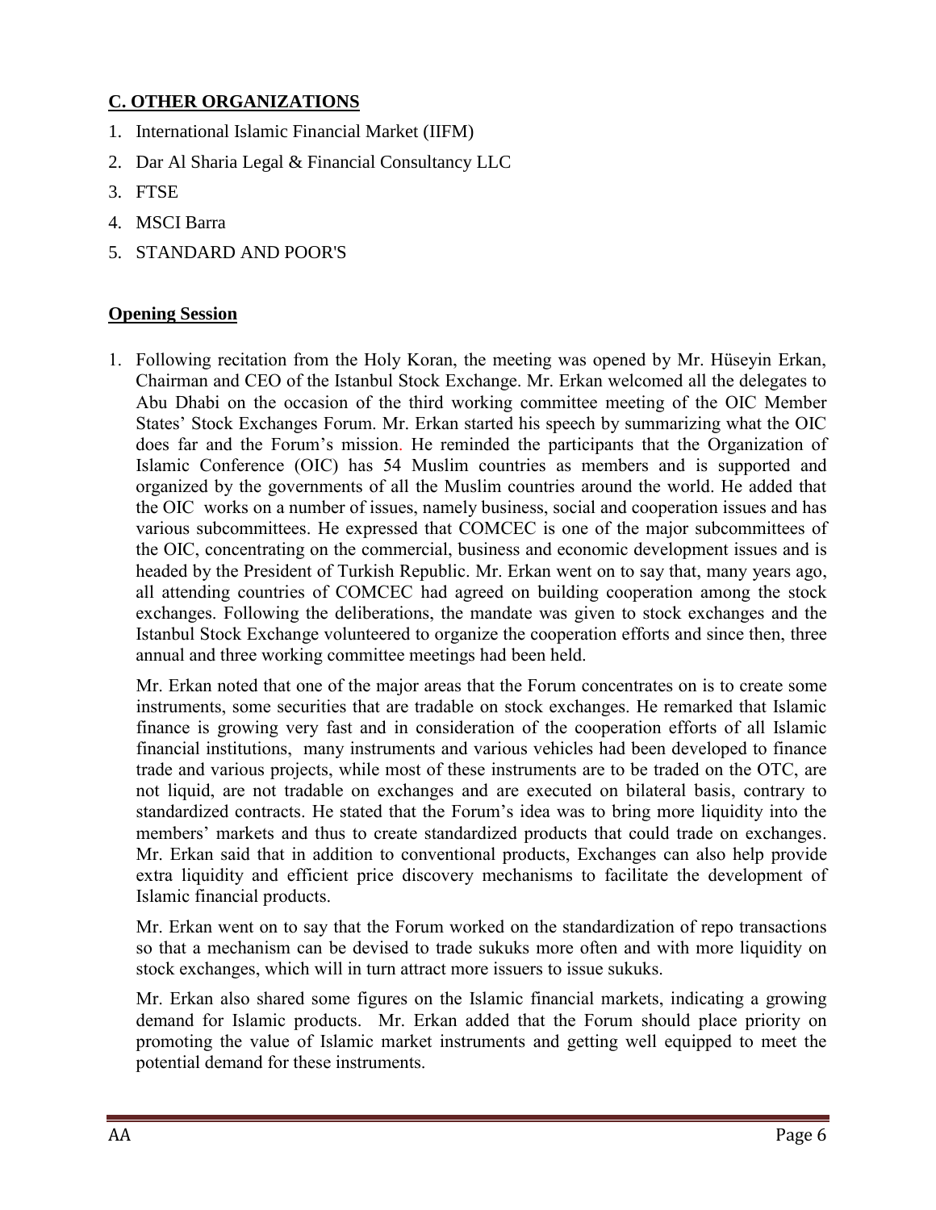## C. OTHER ORGANIZATIONS

1. International Islamic Financial Market (IIFM)
2. Dar Al Sharia Legal & Financial Consultancy LLC
3. FTSE
4. MSCI Barra
5. STANDARD AND POOR'S

## Opening Session

1. Following recitation from the Holy Koran, the meeting was opened by Mr. Hüseyin Erkan, Chairman and CEO of the Istanbul Stock Exchange. Mr. Erkan welcomed all the delegates to Abu Dhabi on the occasion of the third working committee meeting of the OIC Member States' Stock Exchanges Forum. Mr. Erkan started his speech by summarizing what the OIC does far and the Forum's mission. He reminded the participants that the Organization of Islamic Conference (OIC) has 54 Muslim countries as members and is supported and organized by the governments of all the Muslim countries around the world. He added that the OIC works on a number of issues, namely business, social and cooperation issues and has various subcommittees. He expressed that COMCEC is one of the major subcommittees of the OIC, concentrating on the commercial, business and economic development issues and is headed by the President of Turkish Republic. Mr. Erkan went on to say that, many years ago, all attending countries of COMCEC had agreed on building cooperation among the stock exchanges. Following the deliberations, the mandate was given to stock exchanges and the Istanbul Stock Exchange volunteered to organize the cooperation efforts and since then, three annual and three working committee meetings had been held.

   Mr. Erkan noted that one of the major areas that the Forum concentrates on is to create some instruments, some securities that are tradable on stock exchanges. He remarked that Islamic finance is growing very fast and in consideration of the cooperation efforts of all Islamic financial institutions, many instruments and various vehicles had been developed to finance trade and various projects, while most of these instruments are to be traded on the OTC, are not liquid, are not tradable on exchanges and are executed on bilateral basis, contrary to standardized contracts. He stated that the Forum's idea was to bring more liquidity into the members' markets and thus to create standardized products that could trade on exchanges. Mr. Erkan said that in addition to conventional products, Exchanges can also help provide extra liquidity and efficient price discovery mechanisms to facilitate the development of Islamic financial products.

   Mr. Erkan went on to say that the Forum worked on the standardization of repo transactions so that a mechanism can be devised to trade sukuks more often and with more liquidity on stock exchanges, which will in turn attract more issuers to issue sukuks.

   Mr. Erkan also shared some figures on the Islamic financial markets, indicating a growing demand for Islamic products. Mr. Erkan added that the Forum should place priority on promoting the value of Islamic market instruments and getting well equipped to meet the potential demand for these instruments.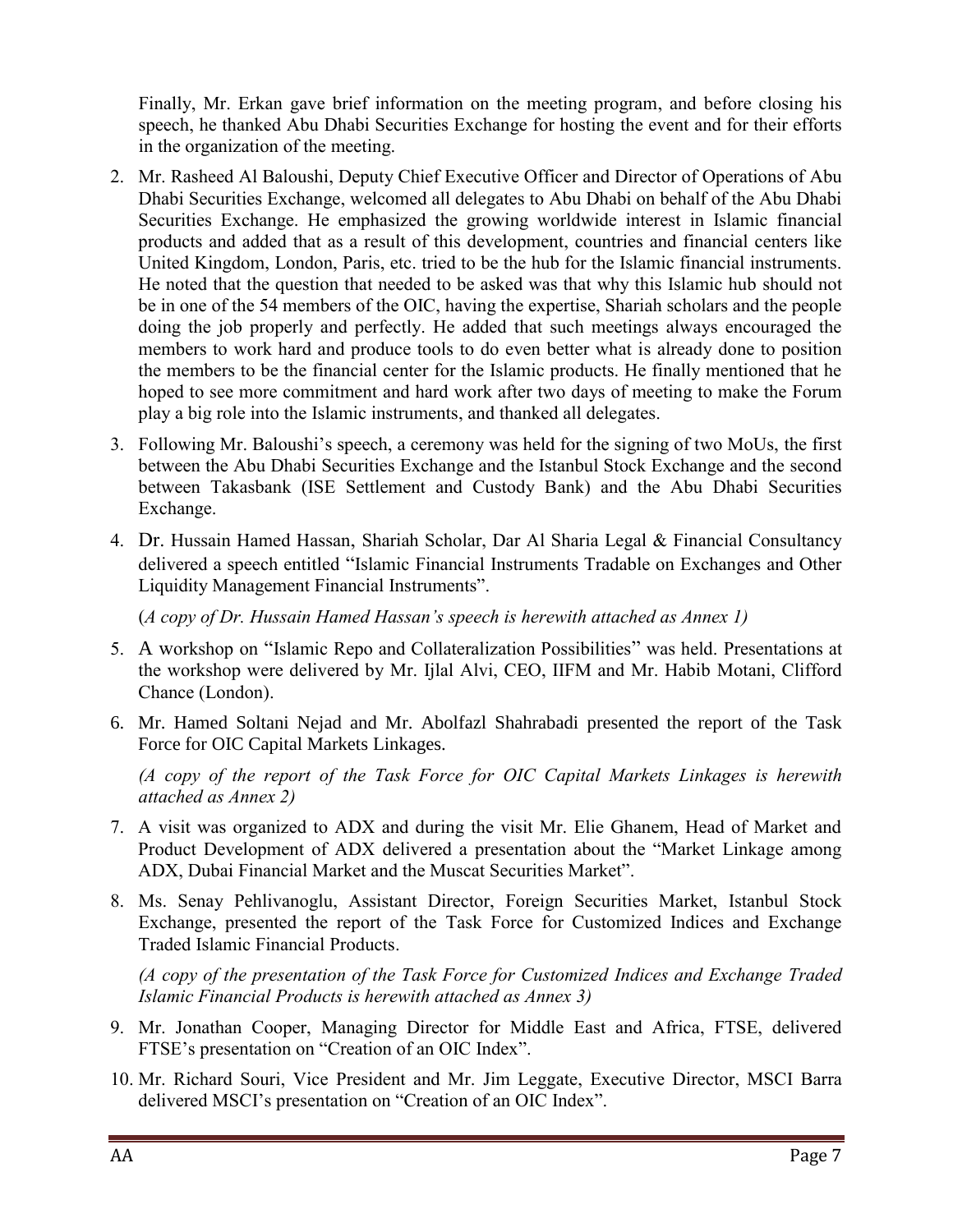Finally, Mr. Erkan gave brief information on the meeting program, and before closing his speech, he thanked Abu Dhabi Securities Exchange for hosting the event and for their efforts in the organization of the meeting.

2. Mr. Rasheed Al Baloushi, Deputy Chief Executive Officer and Director of Operations of Abu Dhabi Securities Exchange, welcomed all delegates to Abu Dhabi on behalf of the Abu Dhabi Securities Exchange. He emphasized the growing worldwide interest in Islamic financial products and added that as a result of this development, countries and financial centers like United Kingdom, London, Paris, etc. tried to be the hub for the Islamic financial instruments. He noted that the question that needed to be asked was that why this Islamic hub should not be in one of the 54 members of the OIC, having the expertise, Shariah scholars and the people doing the job properly and perfectly. He added that such meetings always encouraged the members to work hard and produce tools to do even better what is already done to position the members to be the financial center for the Islamic products. He finally mentioned that he hoped to see more commitment and hard work after two days of meeting to make the Forum play a big role into the Islamic instruments, and thanked all delegates.

3. Following Mr. Baloushi's speech, a ceremony was held for the signing of two MoUs, the first between the Abu Dhabi Securities Exchange and the Istanbul Stock Exchange and the second between Takasbank (ISE Settlement and Custody Bank) and the Abu Dhabi Securities Exchange.

4. Dr. Hussain Hamed Hassan, Shariah Scholar, Dar Al Sharia Legal & Financial Consultancy delivered a speech entitled "Islamic Financial Instruments Tradable on Exchanges and Other Liquidity Management Financial Instruments".

   (*A copy of Dr. Hussain Hamed Hassan's speech is herewith attached as Annex 1)*

5. A workshop on "Islamic Repo and Collateralization Possibilities" was held. Presentations at the workshop were delivered by Mr. Ijlal Alvi, CEO, IIFM and Mr. Habib Motani, Clifford Chance (London).

6. Mr. Hamed Soltani Nejad and Mr. Abolfazl Shahrabadi presented the report of the Task Force for OIC Capital Markets Linkages.

   *(A copy of the report of the Task Force for OIC Capital Markets Linkages is herewith attached as Annex 2)*

7. A visit was organized to ADX and during the visit Mr. Elie Ghanem, Head of Market and Product Development of ADX delivered a presentation about the "Market Linkage among ADX, Dubai Financial Market and the Muscat Securities Market".

8. Ms. Senay Pehlivanoglu, Assistant Director, Foreign Securities Market, Istanbul Stock Exchange, presented the report of the Task Force for Customized Indices and Exchange Traded Islamic Financial Products.

   *(A copy of the presentation of the Task Force for Customized Indices and Exchange Traded Islamic Financial Products is herewith attached as Annex 3)*

9. Mr. Jonathan Cooper, Managing Director for Middle East and Africa, FTSE, delivered FTSE's presentation on "Creation of an OIC Index".

10. Mr. Richard Souri, Vice President and Mr. Jim Leggate, Executive Director, MSCI Barra delivered MSCI's presentation on "Creation of an OIC Index".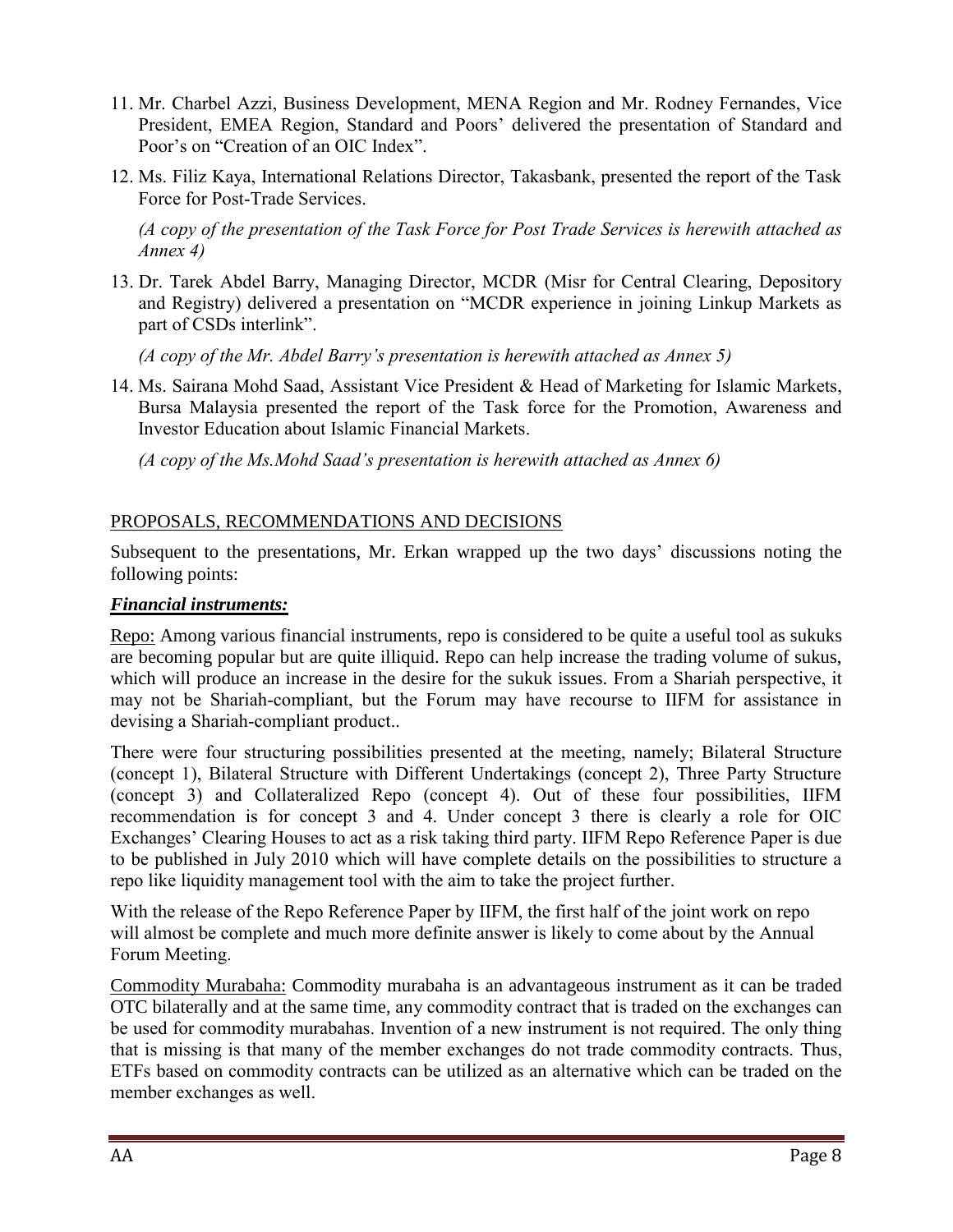11. Mr. Charbel Azzi, Business Development, MENA Region and Mr. Rodney Fernandes, Vice President, EMEA Region, Standard and Poors' delivered the presentation of Standard and Poor's on "Creation of an OIC Index".

12. Ms. Filiz Kaya, International Relations Director, Takasbank, presented the report of the Task Force for Post-Trade Services.

    *(A copy of the presentation of the Task Force for Post Trade Services is herewith attached as Annex 4)*

13. Dr. Tarek Abdel Barry, Managing Director, MCDR (Misr for Central Clearing, Depository and Registry) delivered a presentation on "MCDR experience in joining Linkup Markets as part of CSDs interlink".

    *(A copy of the Mr. Abdel Barry's presentation is herewith attached as Annex 5)*

14. Ms. Sairana Mohd Saad, Assistant Vice President & Head of Marketing for Islamic Markets, Bursa Malaysia presented the report of the Task force for the Promotion, Awareness and Investor Education about Islamic Financial Markets.

    *(A copy of the Ms.Mohd Saad's presentation is herewith attached as Annex 6)*

## PROPOSALS, RECOMMENDATIONS AND DECISIONS

Subsequent to the presentations, Mr. Erkan wrapped up the two days' discussions noting the following points:

### ***Financial instruments:***

Repo: Among various financial instruments, repo is considered to be quite a useful tool as sukuks are becoming popular but are quite illiquid. Repo can help increase the trading volume of sukus, which will produce an increase in the desire for the sukuk issues. From a Shariah perspective, it may not be Shariah-compliant, but the Forum may have recourse to IIFM for assistance in devising a Shariah-compliant product..

There were four structuring possibilities presented at the meeting, namely; Bilateral Structure (concept 1), Bilateral Structure with Different Undertakings (concept 2), Three Party Structure (concept 3) and Collateralized Repo (concept 4). Out of these four possibilities, IIFM recommendation is for concept 3 and 4. Under concept 3 there is clearly a role for OIC Exchanges' Clearing Houses to act as a risk taking third party. IIFM Repo Reference Paper is due to be published in July 2010 which will have complete details on the possibilities to structure a repo like liquidity management tool with the aim to take the project further.

With the release of the Repo Reference Paper by IIFM, the first half of the joint work on repo will almost be complete and much more definite answer is likely to come about by the Annual Forum Meeting.

Commodity Murabaha: Commodity murabaha is an advantageous instrument as it can be traded OTC bilaterally and at the same time, any commodity contract that is traded on the exchanges can be used for commodity murabahas. Invention of a new instrument is not required. The only thing that is missing is that many of the member exchanges do not trade commodity contracts. Thus, ETFs based on commodity contracts can be utilized as an alternative which can be traded on the member exchanges as well.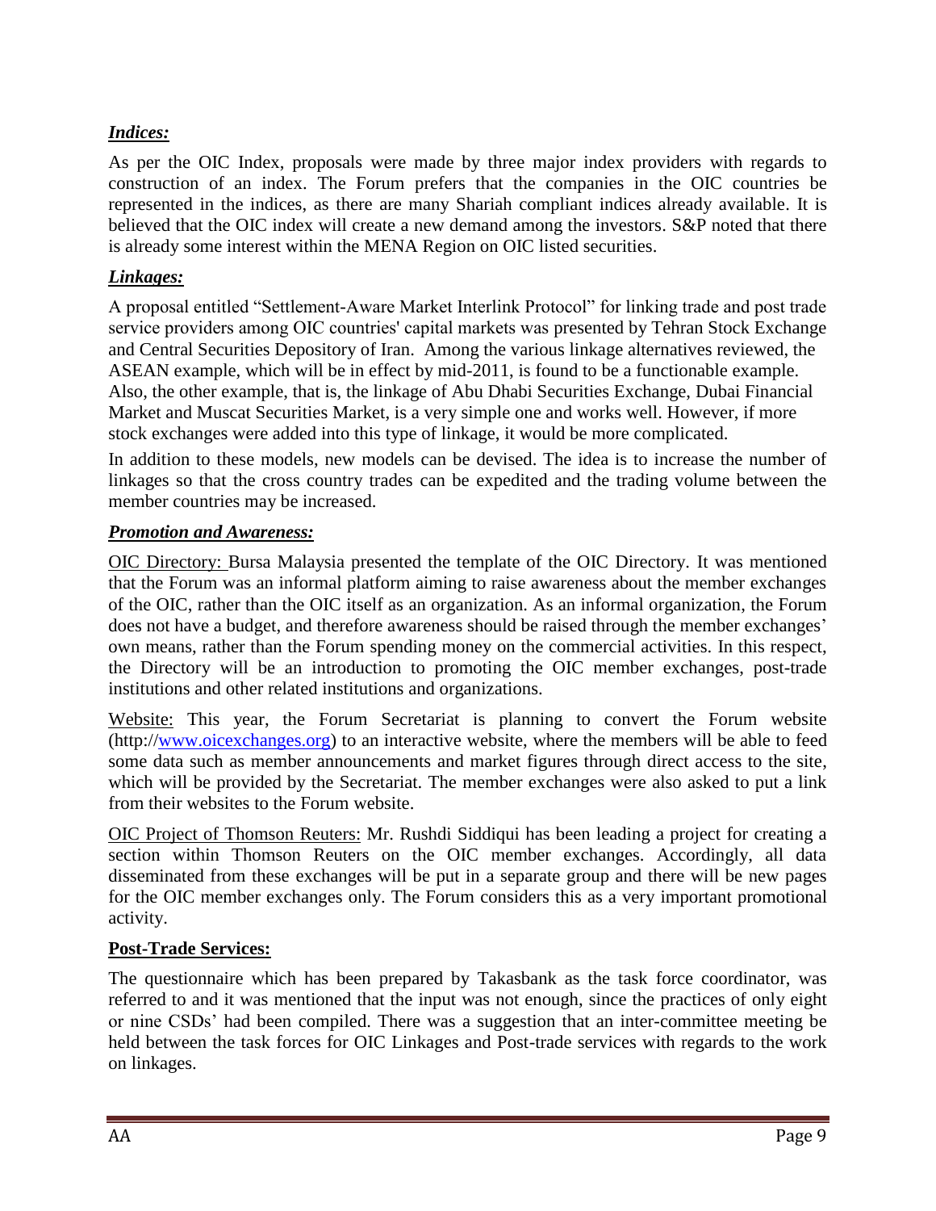***Indices:***

As per the OIC Index, proposals were made by three major index providers with regards to construction of an index. The Forum prefers that the companies in the OIC countries be represented in the indices, as there are many Shariah compliant indices already available. It is believed that the OIC index will create a new demand among the investors. S&P noted that there is already some interest within the MENA Region on OIC listed securities.

***Linkages:***

A proposal entitled "Settlement-Aware Market Interlink Protocol" for linking trade and post trade service providers among OIC countries' capital markets was presented by Tehran Stock Exchange and Central Securities Depository of Iran. Among the various linkage alternatives reviewed, the ASEAN example, which will be in effect by mid-2011, is found to be a functionable example. Also, the other example, that is, the linkage of Abu Dhabi Securities Exchange, Dubai Financial Market and Muscat Securities Market, is a very simple one and works well. However, if more stock exchanges were added into this type of linkage, it would be more complicated.

In addition to these models, new models can be devised. The idea is to increase the number of linkages so that the cross country trades can be expedited and the trading volume between the member countries may be increased.

***Promotion and Awareness:***

OIC Directory: Bursa Malaysia presented the template of the OIC Directory. It was mentioned that the Forum was an informal platform aiming to raise awareness about the member exchanges of the OIC, rather than the OIC itself as an organization. As an informal organization, the Forum does not have a budget, and therefore awareness should be raised through the member exchanges' own means, rather than the Forum spending money on the commercial activities. In this respect, the Directory will be an introduction to promoting the OIC member exchanges, post-trade institutions and other related institutions and organizations.

Website: This year, the Forum Secretariat is planning to convert the Forum website (http://www.oicexchanges.org) to an interactive website, where the members will be able to feed some data such as member announcements and market figures through direct access to the site, which will be provided by the Secretariat. The member exchanges were also asked to put a link from their websites to the Forum website.

OIC Project of Thomson Reuters: Mr. Rushdi Siddiqui has been leading a project for creating a section within Thomson Reuters on the OIC member exchanges. Accordingly, all data disseminated from these exchanges will be put in a separate group and there will be new pages for the OIC member exchanges only. The Forum considers this as a very important promotional activity.

**Post-Trade Services:**

The questionnaire which has been prepared by Takasbank as the task force coordinator, was referred to and it was mentioned that the input was not enough, since the practices of only eight or nine CSDs' had been compiled. There was a suggestion that an inter-committee meeting be held between the task forces for OIC Linkages and Post-trade services with regards to the work on linkages.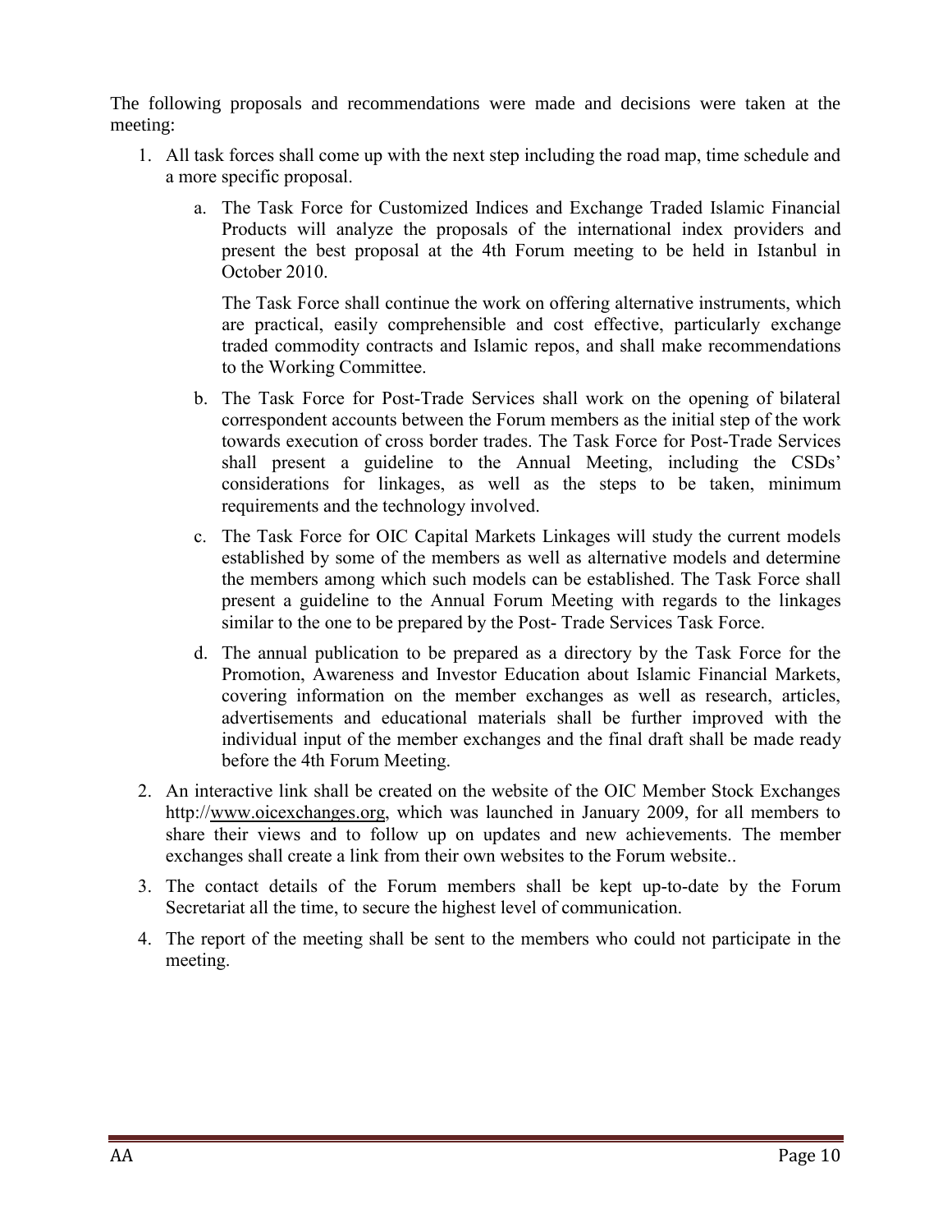The following proposals and recommendations were made and decisions were taken at the meeting:

1. All task forces shall come up with the next step including the road map, time schedule and a more specific proposal.
   a. The Task Force for Customized Indices and Exchange Traded Islamic Financial Products will analyze the proposals of the international index providers and present the best proposal at the 4th Forum meeting to be held in Istanbul in October 2010.

      The Task Force shall continue the work on offering alternative instruments, which are practical, easily comprehensible and cost effective, particularly exchange traded commodity contracts and Islamic repos, and shall make recommendations to the Working Committee.
   b. The Task Force for Post-Trade Services shall work on the opening of bilateral correspondent accounts between the Forum members as the initial step of the work towards execution of cross border trades. The Task Force for Post-Trade Services shall present a guideline to the Annual Meeting, including the CSDs' considerations for linkages, as well as the steps to be taken, minimum requirements and the technology involved.
   c. The Task Force for OIC Capital Markets Linkages will study the current models established by some of the members as well as alternative models and determine the members among which such models can be established. The Task Force shall present a guideline to the Annual Forum Meeting with regards to the linkages similar to the one to be prepared by the Post- Trade Services Task Force.
   d. The annual publication to be prepared as a directory by the Task Force for the Promotion, Awareness and Investor Education about Islamic Financial Markets, covering information on the member exchanges as well as research, articles, advertisements and educational materials shall be further improved with the individual input of the member exchanges and the final draft shall be made ready before the 4th Forum Meeting.
2. An interactive link shall be created on the website of the OIC Member Stock Exchanges http://www.oicexchanges.org, which was launched in January 2009, for all members to share their views and to follow up on updates and new achievements. The member exchanges shall create a link from their own websites to the Forum website..
3. The contact details of the Forum members shall be kept up-to-date by the Forum Secretariat all the time, to secure the highest level of communication.
4. The report of the meeting shall be sent to the members who could not participate in the meeting.